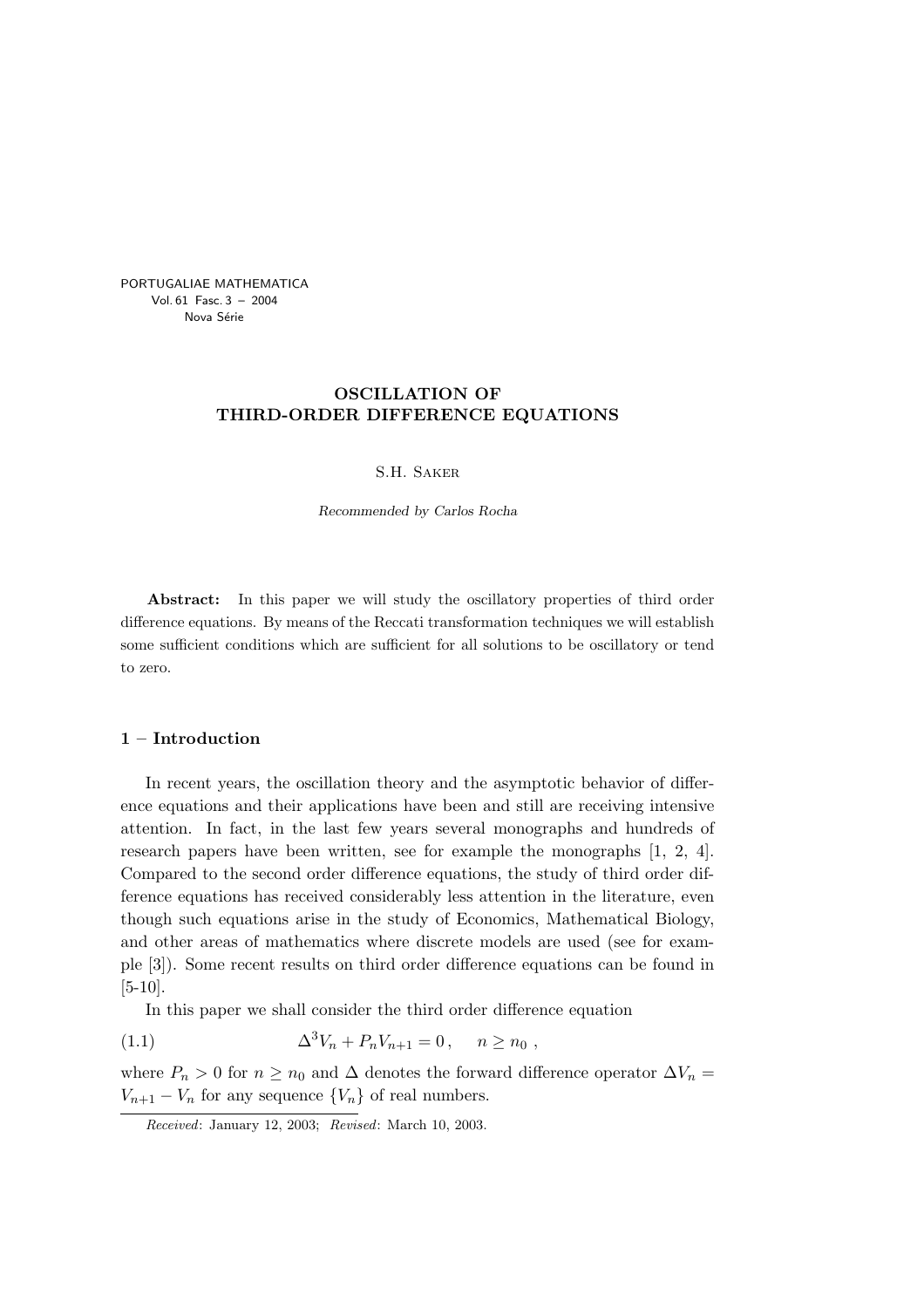# OSCILLATION OF THIRD-ORDER DIFFERENCE EQUATIONS

S.H. Saker

*Recommended by Carlos Rocha*

**Abstract:** In this paper we will study the oscillatory properties of third order difference equations. By means of the Reccati transformation techniques we will establish some sufficient conditions which are sufficient for all solutions to be oscillatory or tend to zero.

## 1 – Introduction

In recent years, the oscillation theory and the asymptotic behavior of difference equations and their applications have been and still are receiving intensive attention. In fact, in the last few years several monographs and hundreds of research papers have been written, see for example the monographs [1, 2, 4]. Compared to the second order difference equations, the study of third order difference equations has received considerably less attention in the literature, even though such equations arise in the study of Economics, Mathematical Biology, and other areas of mathematics where discrete models are used (see for example [3]). Some recent results on third order difference equations can be found in [5-10].

In this paper we shall consider the third order difference equation

$$\Delta^3 V_n + P_n V_{n+1} = 0\,, \qquad n \geq n_0\,, \tag{1.1}$$

where $P_n > 0$ for $n \geq n_0$ and $\Delta$ denotes the forward difference operator $\Delta V_n = V_{n+1} - V_n$ for any sequence $\{V_n\}$ of real numbers.

---

*Received*: January 12, 2003; *Revised*: March 10, 2003.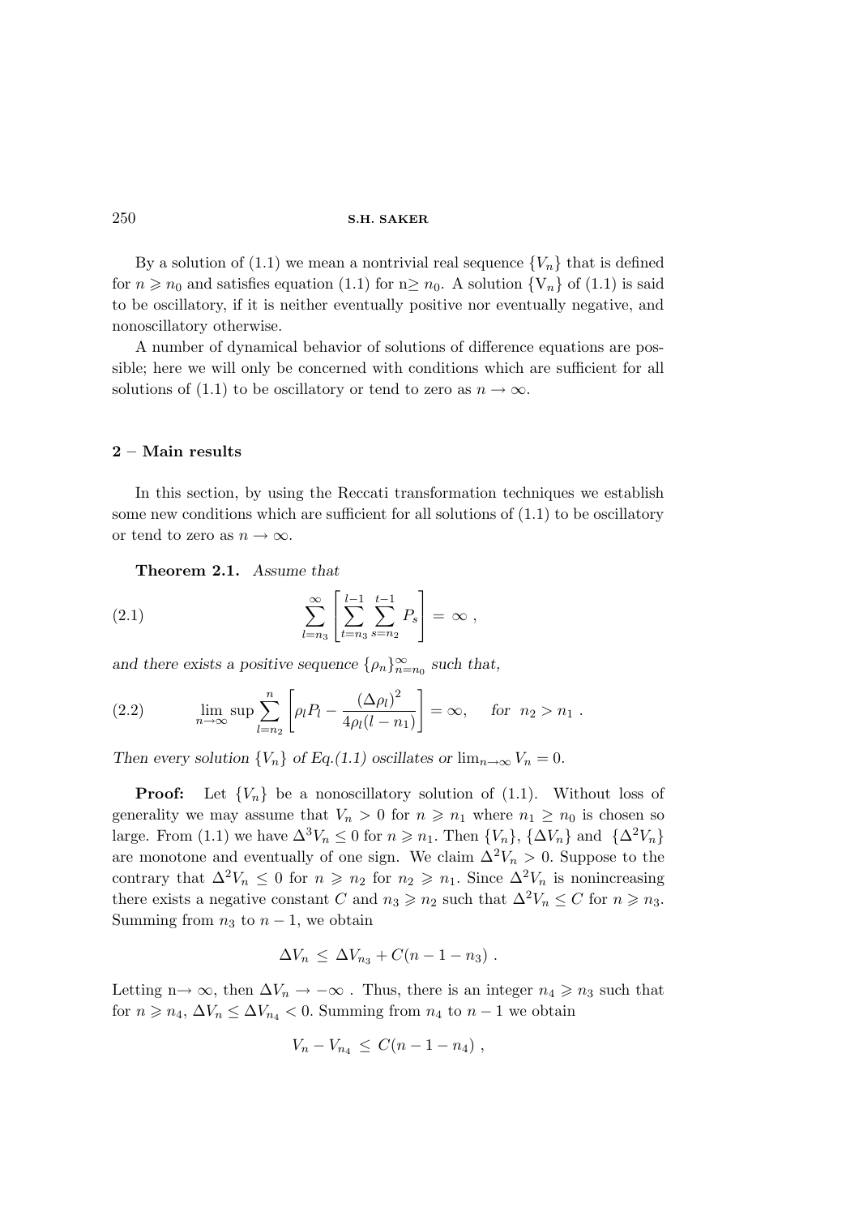By a solution of (1.1) we mean a nontrivial real sequence $\{V_n\}$ that is defined for $n \geqslant n_0$ and satisfies equation (1.1) for $n \geq n_0$. A solution $\{V_n\}$ of (1.1) is said to be oscillatory, if it is neither eventually positive nor eventually negative, and nonoscillatory otherwise.

A number of dynamical behavior of solutions of difference equations are possible; here we will only be concerned with conditions which are sufficient for all solutions of (1.1) to be oscillatory or tend to zero as $n \to \infty$.

## 2 – Main results

In this section, by using the Reccati transformation techniques we establish some new conditions which are sufficient for all solutions of (1.1) to be oscillatory or tend to zero as $n \to \infty$.

**Theorem 2.1.** *Assume that*

$$\sum_{l=n_3}^{\infty} \left[ \sum_{t=n_3}^{l-1} \sum_{s=n_2}^{t-1} P_s \right] = \infty \,, \tag{2.1}$$

*and there exists a positive sequence $\{\rho_n\}_{n=n_0}^{\infty}$ such that,*

$$\lim_{n\to\infty} \sup \sum_{l=n_2}^{n} \left[ \rho_l P_l - \frac{(\Delta \rho_l)^2}{4\rho_l (l-n_1)} \right] = \infty, \quad \text{for } \; n_2 > n_1 \,. \tag{2.2}$$

*Then every solution $\{V_n\}$ of Eq.(1.1) oscillates or $\lim_{n\to\infty} V_n = 0$.*

**Proof:** Let $\{V_n\}$ be a nonoscillatory solution of (1.1). Without loss of generality we may assume that $V_n > 0$ for $n \geqslant n_1$ where $n_1 \geq n_0$ is chosen so large. From (1.1) we have $\Delta^3 V_n \leq 0$ for $n \geqslant n_1$. Then $\{V_n\}$, $\{\Delta V_n\}$ and $\{\Delta^2 V_n\}$ are monotone and eventually of one sign. We claim $\Delta^2 V_n > 0$. Suppose to the contrary that $\Delta^2 V_n \leq 0$ for $n \geqslant n_2$ for $n_2 \geqslant n_1$. Since $\Delta^2 V_n$ is nonincreasing there exists a negative constant $C$ and $n_3 \geqslant n_2$ such that $\Delta^2 V_n \leq C$ for $n \geqslant n_3$. Summing from $n_3$ to $n-1$, we obtain

$$\Delta V_n \,\leq\, \Delta V_{n_3} + C(n-1-n_3) \,.$$

Letting $n \to \infty$, then $\Delta V_n \to -\infty$ . Thus, there is an integer $n_4 \geqslant n_3$ such that for $n \geqslant n_4$, $\Delta V_n \leq \Delta V_{n_4} < 0$. Summing from $n_4$ to $n-1$ we obtain

$$V_n - V_{n_4} \,\leq\, C(n-1-n_4) \,,$$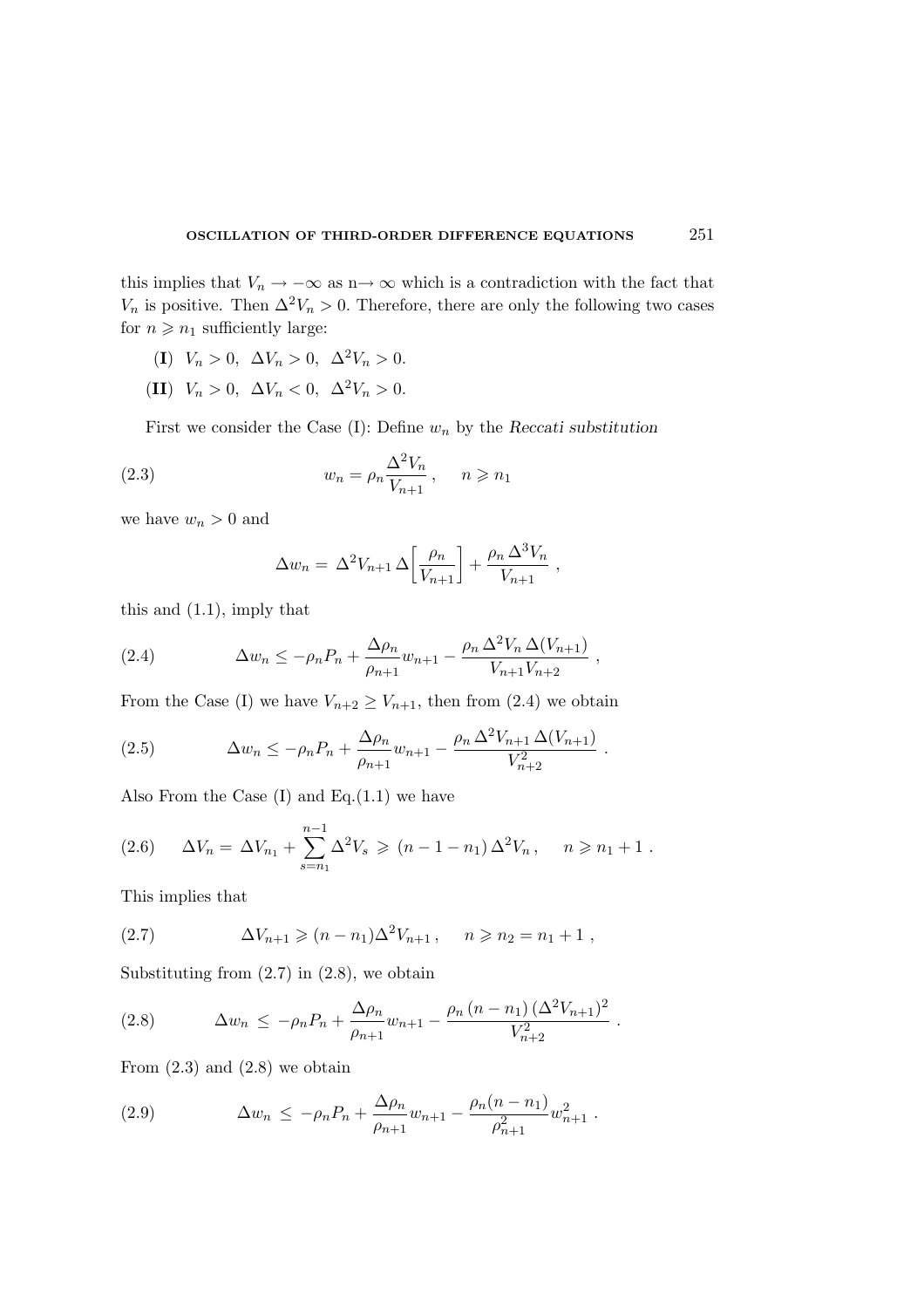this implies that $V_n \to -\infty$ as n$\to \infty$ which is a contradiction with the fact that $V_n$ is positive. Then $\Delta^2 V_n > 0$. Therefore, there are only the following two cases for $n \geqslant n_1$ sufficiently large:

(**I**) $V_n > 0,\ \Delta V_n > 0,\ \Delta^2 V_n > 0.$

(**II**) $V_n > 0,\ \Delta V_n < 0,\ \Delta^2 V_n > 0.$

First we consider the Case (I): Define $w_n$ by the *Reccati substitution*

$$w_n = \rho_n \frac{\Delta^2 V_n}{V_{n+1}}\,, \qquad n \geqslant n_1 \tag{2.3}$$

we have $w_n > 0$ and

$$\Delta w_n = \Delta^2 V_{n+1}\, \Delta\left[\frac{\rho_n}{V_{n+1}}\right] + \frac{\rho_n\, \Delta^3 V_n}{V_{n+1}}\ ,$$

this and (1.1), imply that

$$\Delta w_n \leq -\rho_n P_n + \frac{\Delta \rho_n}{\rho_{n+1}} w_{n+1} - \frac{\rho_n\, \Delta^2 V_n\, \Delta(V_{n+1})}{V_{n+1} V_{n+2}}\ , \tag{2.4}$$

From the Case (I) we have $V_{n+2} \geq V_{n+1}$, then from (2.4) we obtain

$$\Delta w_n \leq -\rho_n P_n + \frac{\Delta \rho_n}{\rho_{n+1}} w_{n+1} - \frac{\rho_n\, \Delta^2 V_{n+1}\, \Delta(V_{n+1})}{V_{n+2}^2}\ . \tag{2.5}$$

Also From the Case (I) and Eq.(1.1) we have

$$\Delta V_n = \Delta V_{n_1} + \sum_{s=n_1}^{n-1} \Delta^2 V_s \ \geqslant\ (n-1-n_1)\, \Delta^2 V_n\,, \qquad n \geqslant n_1 + 1\ . \tag{2.6}$$

This implies that

$$\Delta V_{n+1} \geqslant (n-n_1) \Delta^2 V_{n+1}\,, \qquad n \geqslant n_2 = n_1 + 1\ , \tag{2.7}$$

Substituting from (2.7) in (2.8), we obtain

$$\Delta w_n \ \leq\ -\rho_n P_n + \frac{\Delta \rho_n}{\rho_{n+1}} w_{n+1} - \frac{\rho_n\, (n-n_1)\, (\Delta^2 V_{n+1})^2}{V_{n+2}^2}\ . \tag{2.8}$$

From (2.3) and (2.8) we obtain

$$\Delta w_n \ \leq\ -\rho_n P_n + \frac{\Delta \rho_n}{\rho_{n+1}} w_{n+1} - \frac{\rho_n (n-n_1)}{\rho_{n+1}^2} w_{n+1}^2\ . \tag{2.9}$$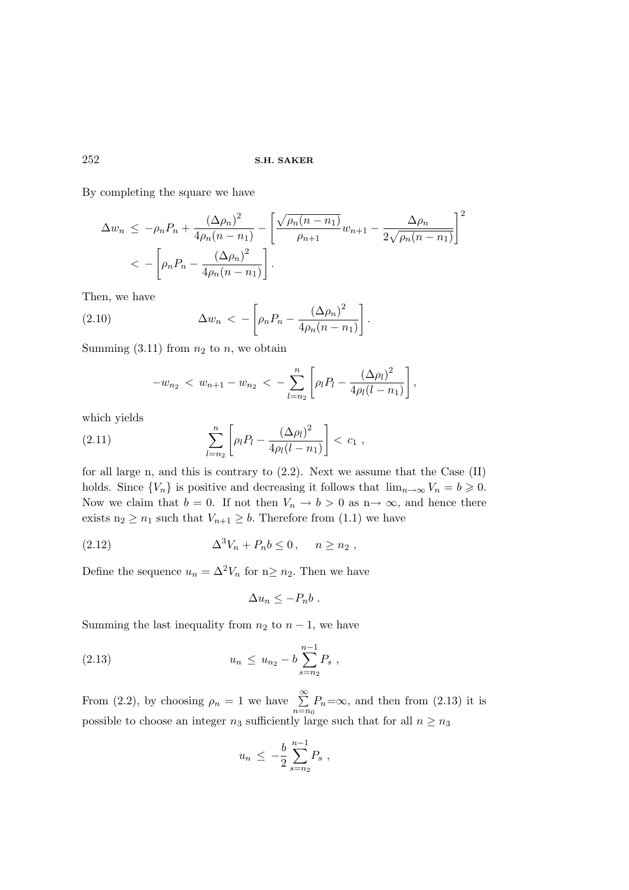By completing the square we have

$$\Delta w_n \le -\rho_n P_n + \frac{(\Delta\rho_n)^2}{4\rho_n(n-n_1)} - \left[\frac{\sqrt{\rho_n(n-n_1)}}{\rho_{n+1}} w_{n+1} - \frac{\Delta\rho_n}{2\sqrt{\rho_n(n-n_1)}}\right]^2$$
$$< -\left[\rho_n P_n - \frac{(\Delta\rho_n)^2}{4\rho_n(n-n_1)}\right].$$

Then, we have

$$\Delta w_n < -\left[\rho_n P_n - \frac{(\Delta\rho_n)^2}{4\rho_n(n-n_1)}\right]. \tag{2.10}$$

Summing (3.11) from $n_2$ to $n$, we obtain

$$-w_{n_2} < w_{n+1} - w_{n_2} < -\sum_{l=n_2}^{n}\left[\rho_l P_l - \frac{(\Delta\rho_l)^2}{4\rho_l(l-n_1)}\right],$$

which yields

$$\sum_{l=n_2}^{n}\left[\rho_l P_l - \frac{(\Delta\rho_l)^2}{4\rho_l(l-n_1)}\right] < c_1 , \tag{2.11}$$

for all large n, and this is contrary to (2.2). Next we assume that the Case (II) holds. Since $\{V_n\}$ is positive and decreasing it follows that $\lim_{n\to\infty} V_n = b \geqslant 0$. Now we claim that $b = 0$. If not then $V_n \to b > 0$ as $n \to \infty$, and hence there exists $n_2 \ge n_1$ such that $V_{n+1} \ge b$. Therefore from (1.1) we have

$$\Delta^3 V_n + P_n b \le 0 , \qquad n \ge n_2 , \tag{2.12}$$

Define the sequence $u_n = \Delta^2 V_n$ for $n \ge n_2$. Then we have

$$\Delta u_n \le -P_n b .$$

Summing the last inequality from $n_2$ to $n-1$, we have

$$u_n \le u_{n_2} - b\sum_{s=n_2}^{n-1} P_s , \tag{2.13}$$

From (2.2), by choosing $\rho_n = 1$ we have $\sum_{n=n_0}^{\infty} P_n = \infty$, and then from (2.13) it is possible to choose an integer $n_3$ sufficiently large such that for all $n \ge n_3$

$$u_n \le -\frac{b}{2}\sum_{s=n_2}^{n-1} P_s ,$$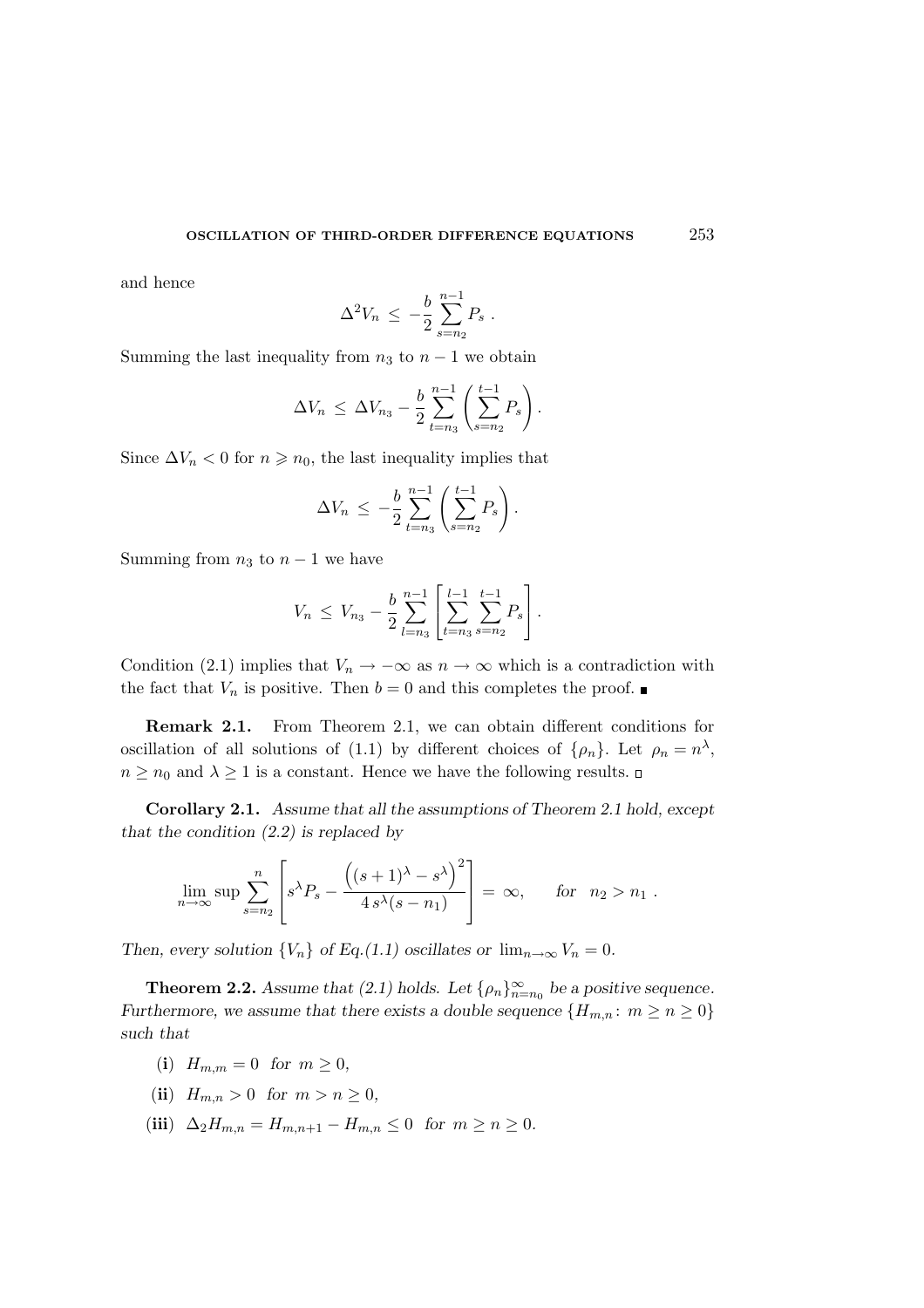and hence

$$\Delta^2 V_n \;\le\; -\frac{b}{2}\sum_{s=n_2}^{n-1} P_s \;.$$

Summing the last inequality from $n_3$ to $n-1$ we obtain

$$\Delta V_n \;\le\; \Delta V_{n_3} - \frac{b}{2}\sum_{t=n_3}^{n-1}\left(\sum_{s=n_2}^{t-1} P_s\right).$$

Since $\Delta V_n < 0$ for $n \geqslant n_0$, the last inequality implies that

$$\Delta V_n \;\le\; -\frac{b}{2}\sum_{t=n_3}^{n-1}\left(\sum_{s=n_2}^{t-1} P_s\right).$$

Summing from $n_3$ to $n-1$ we have

$$V_n \;\le\; V_{n_3} - \frac{b}{2}\sum_{l=n_3}^{n-1}\left[\sum_{t=n_3}^{l-1}\sum_{s=n_2}^{t-1} P_s\right].$$

Condition (2.1) implies that $V_n \to -\infty$ as $n \to \infty$ which is a contradiction with the fact that $V_n$ is positive. Then $b = 0$ and this completes the proof. ∎

**Remark 2.1.** From Theorem 2.1, we can obtain different conditions for oscillation of all solutions of (1.1) by different choices of $\{\rho_n\}$. Let $\rho_n = n^\lambda$, $n \ge n_0$ and $\lambda \ge 1$ is a constant. Hence we have the following results. □

**Corollary 2.1.** *Assume that all the assumptions of Theorem 2.1 hold, except that the condition (2.2) is replaced by*

$$\lim_{n\to\infty}\sup \sum_{s=n_2}^{n}\left[s^\lambda P_s - \frac{\left((s+1)^\lambda - s^\lambda\right)^2}{4\, s^\lambda (s-n_1)}\right] \;=\; \infty, \qquad \text{for} \quad n_2 > n_1 \;.$$

*Then, every solution $\{V_n\}$ of Eq.(1.1) oscillates or $\lim_{n\to\infty} V_n = 0$.*

**Theorem 2.2.** *Assume that (2.1) holds. Let $\{\rho_n\}_{n=n_0}^{\infty}$ be a positive sequence. Furthermore, we assume that there exists a double sequence $\{H_{m,n} \colon m \ge n \ge 0\}$ such that*

- **(i)** $H_{m,m} = 0$ *for* $m \ge 0$,
- **(ii)** $H_{m,n} > 0$ *for* $m > n \ge 0$,
- **(iii)** $\Delta_2 H_{m,n} = H_{m,n+1} - H_{m,n} \le 0$ *for* $m \ge n \ge 0$.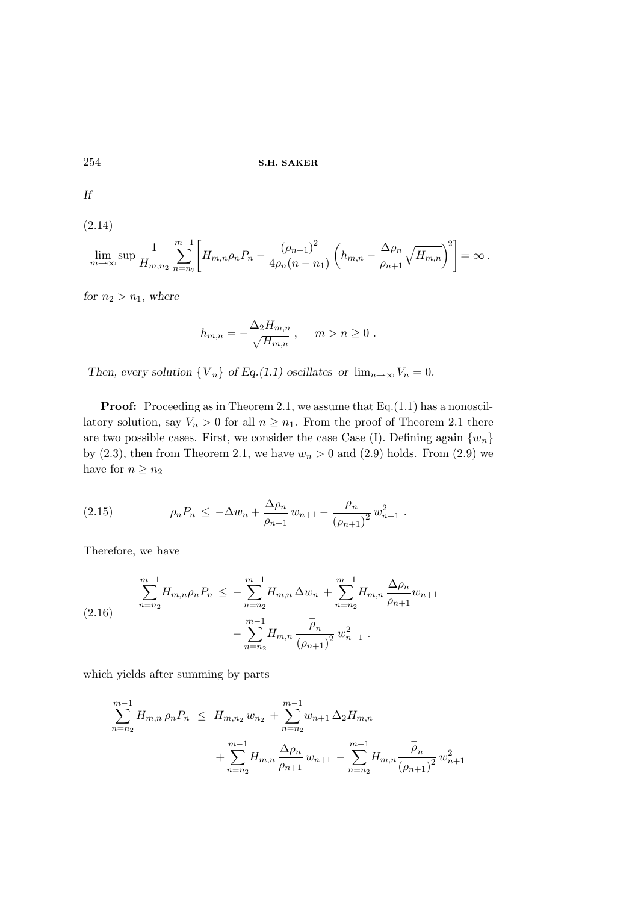*If*

(2.14)

$$\lim_{m\to\infty} \sup \frac{1}{H_{m,n_2}} \sum_{n=n_2}^{m-1} \left[ H_{m,n}\rho_n P_n - \frac{(\rho_{n+1})^2}{4\rho_n(n-n_1)} \left( h_{m,n} - \frac{\Delta\rho_n}{\rho_{n+1}} \sqrt{H_{m,n}} \right)^2 \right] = \infty \,.$$

*for* $n_2 > n_1$*, where*

$$h_{m,n} = -\frac{\Delta_2 H_{m,n}}{\sqrt{H_{m,n}}}\,, \qquad m > n \geq 0 \,.$$

*Then, every solution* $\{V_n\}$ *of Eq.(1.1) oscillates or* $\lim_{n\to\infty} V_n = 0$.

**Proof:** Proceeding as in Theorem 2.1, we assume that Eq.(1.1) has a nonoscillatory solution, say $V_n > 0$ for all $n \geq n_1$. From the proof of Theorem 2.1 there are two possible cases. First, we consider the case Case (I). Defining again $\{w_n\}$ by (2.3), then from Theorem 2.1, we have $w_n > 0$ and (2.9) holds. From (2.9) we have for $n \geq n_2$

$$\rho_n P_n \leq -\Delta w_n + \frac{\Delta\rho_n}{\rho_{n+1}}\, w_{n+1} - \frac{\bar{\rho}_n}{(\rho_{n+1})^2}\, w_{n+1}^2 \,. \tag{2.15}$$

Therefore, we have

$$\begin{aligned} \sum_{n=n_2}^{m-1} H_{m,n}\rho_n P_n \leq &- \sum_{n=n_2}^{m-1} H_{m,n}\,\Delta w_n + \sum_{n=n_2}^{m-1} H_{m,n}\,\frac{\Delta\rho_n}{\rho_{n+1}} w_{n+1} \\ &- \sum_{n=n_2}^{m-1} H_{m,n}\,\frac{\bar{\rho}_n}{(\rho_{n+1})^2}\, w_{n+1}^2 \,. \end{aligned} \tag{2.16}$$

which yields after summing by parts

$$\begin{aligned} \sum_{n=n_2}^{m-1} H_{m,n}\,\rho_n P_n \leq \; & H_{m,n_2}\, w_{n_2} + \sum_{n=n_2}^{m-1} w_{n+1}\,\Delta_2 H_{m,n} \\ &+ \sum_{n=n_2}^{m-1} H_{m,n}\,\frac{\Delta\rho_n}{\rho_{n+1}}\, w_{n+1} - \sum_{n=n_2}^{m-1} H_{m,n}\frac{\bar{\rho}_n}{(\rho_{n+1})^2}\, w_{n+1}^2 \end{aligned}$$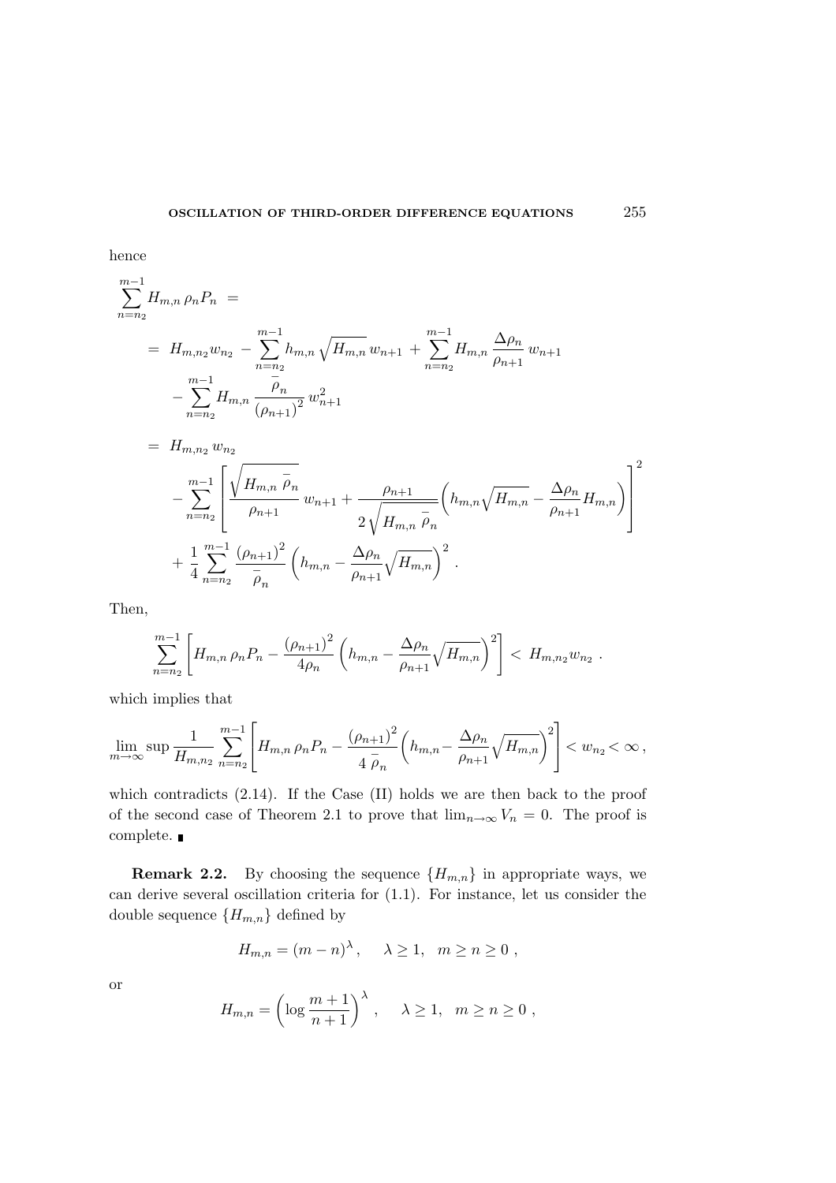hence

$$
\begin{aligned}
\sum_{n=n_2}^{m-1} H_{m,n}\,\rho_n P_n \;&= \\
&= H_{m,n_2} w_{n_2} - \sum_{n=n_2}^{m-1} h_{m,n}\sqrt{H_{m,n}}\,w_{n+1} + \sum_{n=n_2}^{m-1} H_{m,n}\,\frac{\Delta\rho_n}{\rho_{n+1}}\,w_{n+1} \\
&\quad - \sum_{n=n_2}^{m-1} H_{m,n}\,\frac{\bar{\rho}_n}{(\rho_{n+1})^2}\,w_{n+1}^2 \\
&= H_{m,n_2}\,w_{n_2} \\
&\quad - \sum_{n=n_2}^{m-1}\left[\frac{\sqrt{H_{m,n}\,\bar{\rho}_n}}{\rho_{n+1}}\,w_{n+1} + \frac{\rho_{n+1}}{2\sqrt{H_{m,n}\,\bar{\rho}_n}}\left(h_{m,n}\sqrt{H_{m,n}} - \frac{\Delta\rho_n}{\rho_{n+1}}H_{m,n}\right)\right]^2 \\
&\quad + \frac{1}{4}\sum_{n=n_2}^{m-1}\frac{(\rho_{n+1})^2}{\bar{\rho}_n}\left(h_{m,n} - \frac{\Delta\rho_n}{\rho_{n+1}}\sqrt{H_{m,n}}\right)^2 .
\end{aligned}
$$

Then,

$$
\sum_{n=n_2}^{m-1}\left[H_{m,n}\,\rho_n P_n - \frac{(\rho_{n+1})^2}{4\rho_n}\left(h_{m,n} - \frac{\Delta\rho_n}{\rho_{n+1}}\sqrt{H_{m,n}}\right)^2\right] < H_{m,n_2} w_{n_2} \; .
$$

which implies that

$$
\lim_{m\to\infty}\sup\frac{1}{H_{m,n_2}}\sum_{n=n_2}^{m-1}\left[H_{m,n}\,\rho_n P_n - \frac{(\rho_{n+1})^2}{4\,\bar{\rho}_n}\left(h_{m,n} - \frac{\Delta\rho_n}{\rho_{n+1}}\sqrt{H_{m,n}}\right)^2\right] < w_{n_2} < \infty\,,
$$

which contradicts (2.14). If the Case (II) holds we are then back to the proof of the second case of Theorem 2.1 to prove that $\lim_{n\to\infty} V_n = 0$. The proof is complete. ∎

**Remark 2.2.** By choosing the sequence $\{H_{m,n}\}$ in appropriate ways, we can derive several oscillation criteria for (1.1). For instance, let us consider the double sequence $\{H_{m,n}\}$ defined by

$$
H_{m,n} = (m-n)^\lambda\,, \qquad \lambda \geq 1, \quad m \geq n \geq 0 \; ,
$$

or

$$
H_{m,n} = \left(\log\frac{m+1}{n+1}\right)^\lambda\,, \qquad \lambda \geq 1, \quad m \geq n \geq 0 \; ,
$$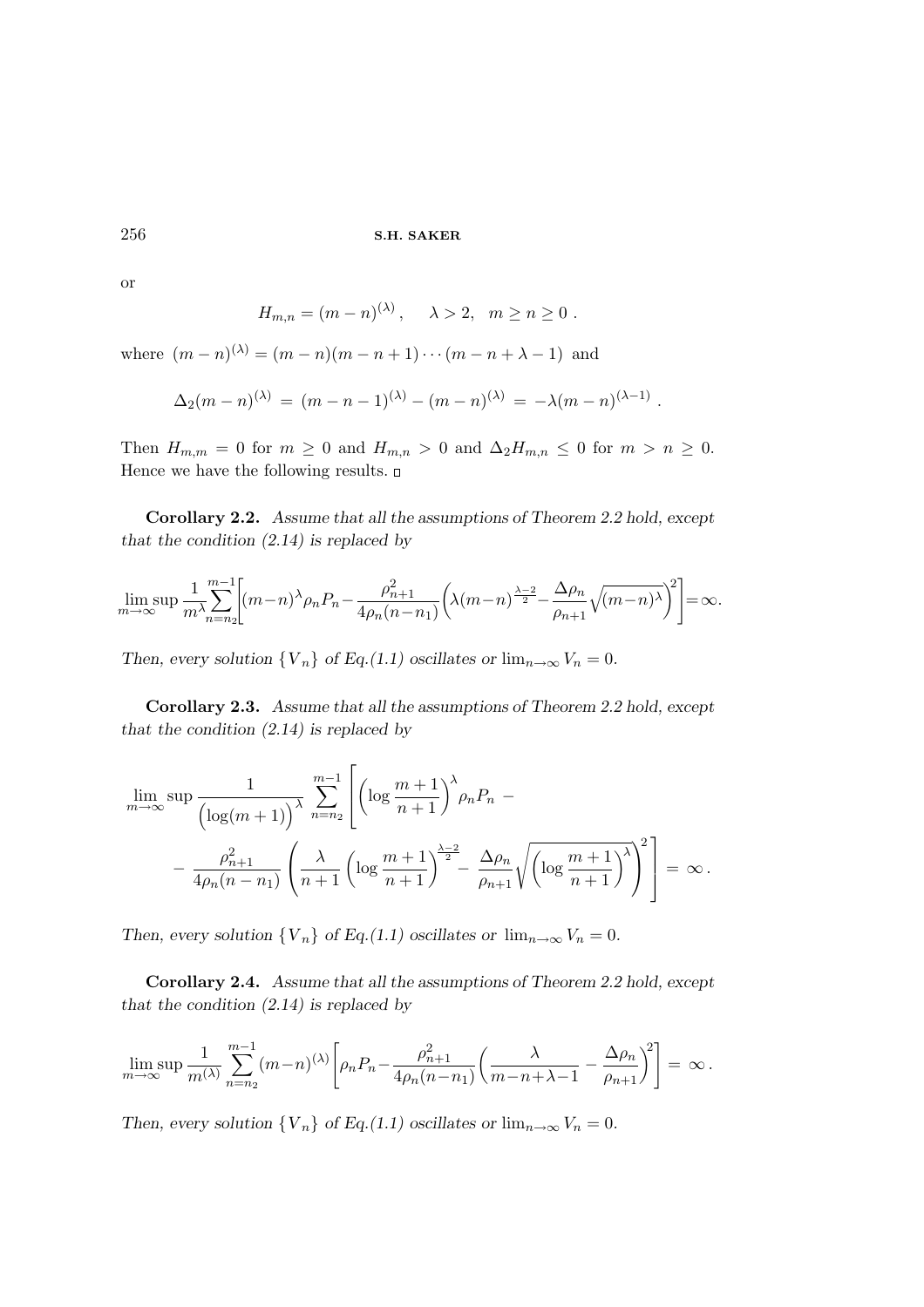or

$$H_{m,n} = (m-n)^{(\lambda)}\,, \qquad \lambda > 2, \quad m \geq n \geq 0\ .$$

where $(m-n)^{(\lambda)} = (m-n)(m-n+1)\cdots(m-n+\lambda-1)$ and

$$\Delta_2 (m-n)^{(\lambda)} \,=\, (m-n-1)^{(\lambda)} - (m-n)^{(\lambda)} \,=\, -\lambda (m-n)^{(\lambda-1)}\ .$$

Then $H_{m,m} = 0$ for $m \geq 0$ and $H_{m,n} > 0$ and $\Delta_2 H_{m,n} \leq 0$ for $m > n \geq 0$. Hence we have the following results. □

**Corollary 2.2.** *Assume that all the assumptions of Theorem 2.2 hold, except that the condition (2.14) is replaced by*

$$\limsup_{m\to\infty} \frac{1}{m^{\lambda}} \sum_{n=n_2}^{m-1} \left[ (m-n)^{\lambda} \rho_n P_n - \frac{\rho_{n+1}^2}{4\rho_n (n-n_1)} \left( \lambda (m-n)^{\frac{\lambda-2}{2}} - \frac{\Delta \rho_n}{\rho_{n+1}} \sqrt{(m-n)^{\lambda}} \right)^2 \right] = \infty .$$

*Then, every solution $\{V_n\}$ of Eq.(1.1) oscillates or $\lim_{n\to\infty} V_n = 0$.*

**Corollary 2.3.** *Assume that all the assumptions of Theorem 2.2 hold, except that the condition (2.14) is replaced by*

$$\limsup_{m\to\infty} \frac{1}{\Big(\log(m+1)\Big)^{\lambda}} \sum_{n=n_2}^{m-1} \left[ \left( \log \frac{m+1}{n+1} \right)^{\lambda} \rho_n P_n \,- \right.$$
$$\left. -\, \frac{\rho_{n+1}^2}{4\rho_n (n-n_1)} \left( \frac{\lambda}{n+1} \left( \log \frac{m+1}{n+1} \right)^{\frac{\lambda-2}{2}} - \frac{\Delta \rho_n}{\rho_{n+1}} \sqrt{\left( \log \frac{m+1}{n+1} \right)^{\lambda}} \right)^2 \right] \,=\, \infty\, .$$

*Then, every solution $\{V_n\}$ of Eq.(1.1) oscillates or $\lim_{n\to\infty} V_n = 0$.*

**Corollary 2.4.** *Assume that all the assumptions of Theorem 2.2 hold, except that the condition (2.14) is replaced by*

$$\limsup_{m\to\infty} \frac{1}{m^{(\lambda)}} \sum_{n=n_2}^{m-1} (m-n)^{(\lambda)} \left[ \rho_n P_n - \frac{\rho_{n+1}^2}{4\rho_n (n-n_1)} \left( \frac{\lambda}{m-n+\lambda-1} - \frac{\Delta \rho_n}{\rho_{n+1}} \right)^2 \right] \,=\, \infty\, .$$

*Then, every solution $\{V_n\}$ of Eq.(1.1) oscillates or $\lim_{n\to\infty} V_n = 0$.*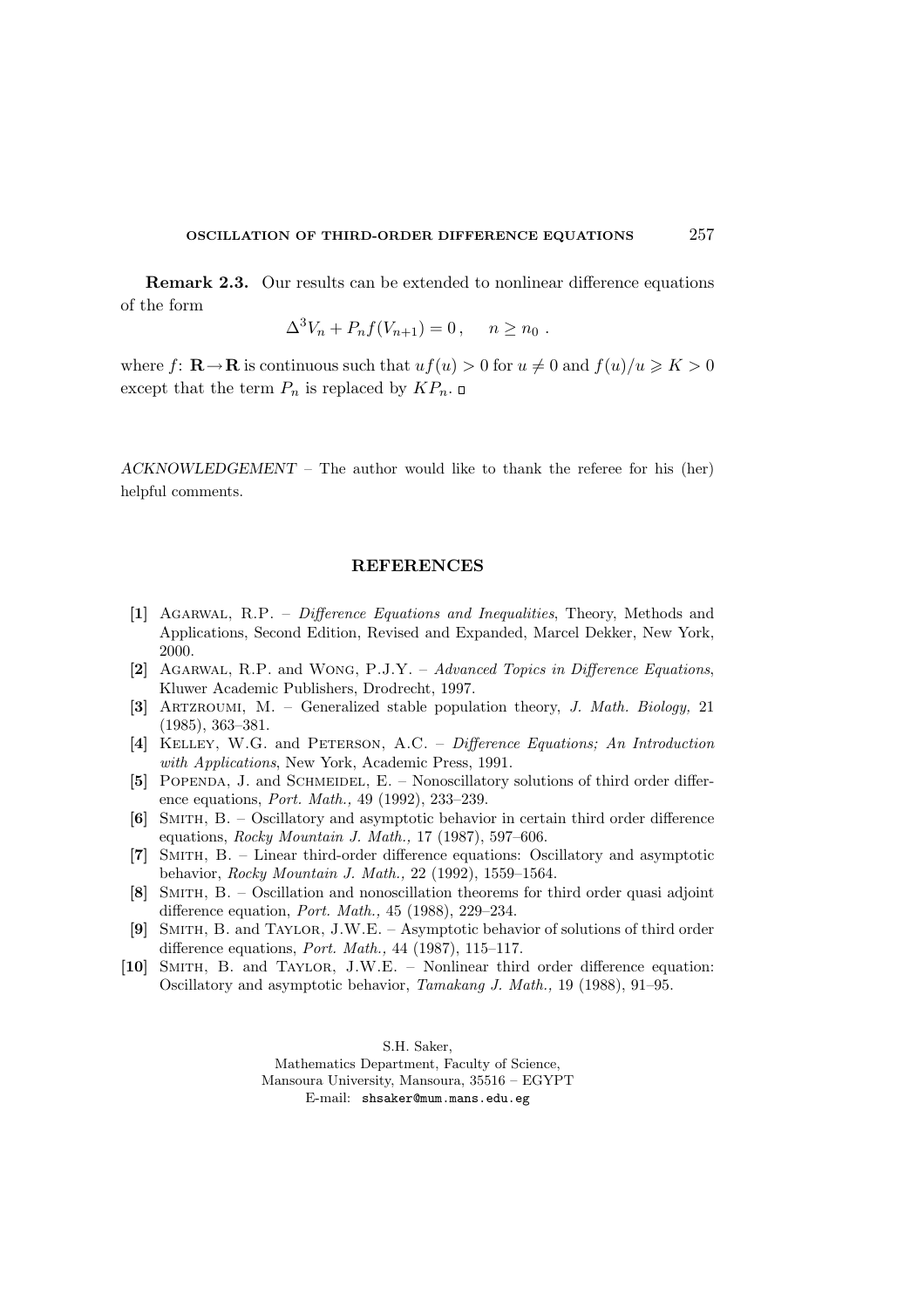**Remark 2.3.** Our results can be extended to nonlinear difference equations of the form

$$\Delta^3 V_n + P_n f(V_{n+1}) = 0 \,, \qquad n \geq n_0 \ .$$

where $f \colon \mathbf{R} \to \mathbf{R}$ is continuous such that $uf(u) > 0$ for $u \neq 0$ and $f(u)/u \geqslant K > 0$ except that the term $P_n$ is replaced by $KP_n$. □

*ACKNOWLEDGEMENT* – The author would like to thank the referee for his (her) helpful comments.

## REFERENCES

**[1]** Agarwal, R.P. – *Difference Equations and Inequalities*, Theory, Methods and Applications, Second Edition, Revised and Expanded, Marcel Dekker, New York, 2000.

**[2]** Agarwal, R.P. and Wong, P.J.Y. – *Advanced Topics in Difference Equations*, Kluwer Academic Publishers, Drodrecht, 1997.

**[3]** Artzroumi, M. – Generalized stable population theory, *J. Math. Biology,* 21 (1985), 363–381.

**[4]** Kelley, W.G. and Peterson, A.C. – *Difference Equations; An Introduction with Applications*, New York, Academic Press, 1991.

**[5]** Popenda, J. and Schmeidel, E. – Nonoscillatory solutions of third order difference equations, *Port. Math.,* 49 (1992), 233–239.

**[6]** Smith, B. – Oscillatory and asymptotic behavior in certain third order difference equations, *Rocky Mountain J. Math.,* 17 (1987), 597–606.

**[7]** Smith, B. – Linear third-order difference equations: Oscillatory and asymptotic behavior, *Rocky Mountain J. Math.,* 22 (1992), 1559–1564.

**[8]** Smith, B. – Oscillation and nonoscillation theorems for third order quasi adjoint difference equation, *Port. Math.,* 45 (1988), 229–234.

**[9]** Smith, B. and Taylor, J.W.E. – Asymptotic behavior of solutions of third order difference equations, *Port. Math.,* 44 (1987), 115–117.

**[10]** Smith, B. and Taylor, J.W.E. – Nonlinear third order difference equation: Oscillatory and asymptotic behavior, *Tamakang J. Math.,* 19 (1988), 91–95.

S.H. Saker,
Mathematics Department, Faculty of Science,
Mansoura University, Mansoura, 35516 – EGYPT
E-mail: shsaker@mum.mans.edu.eg